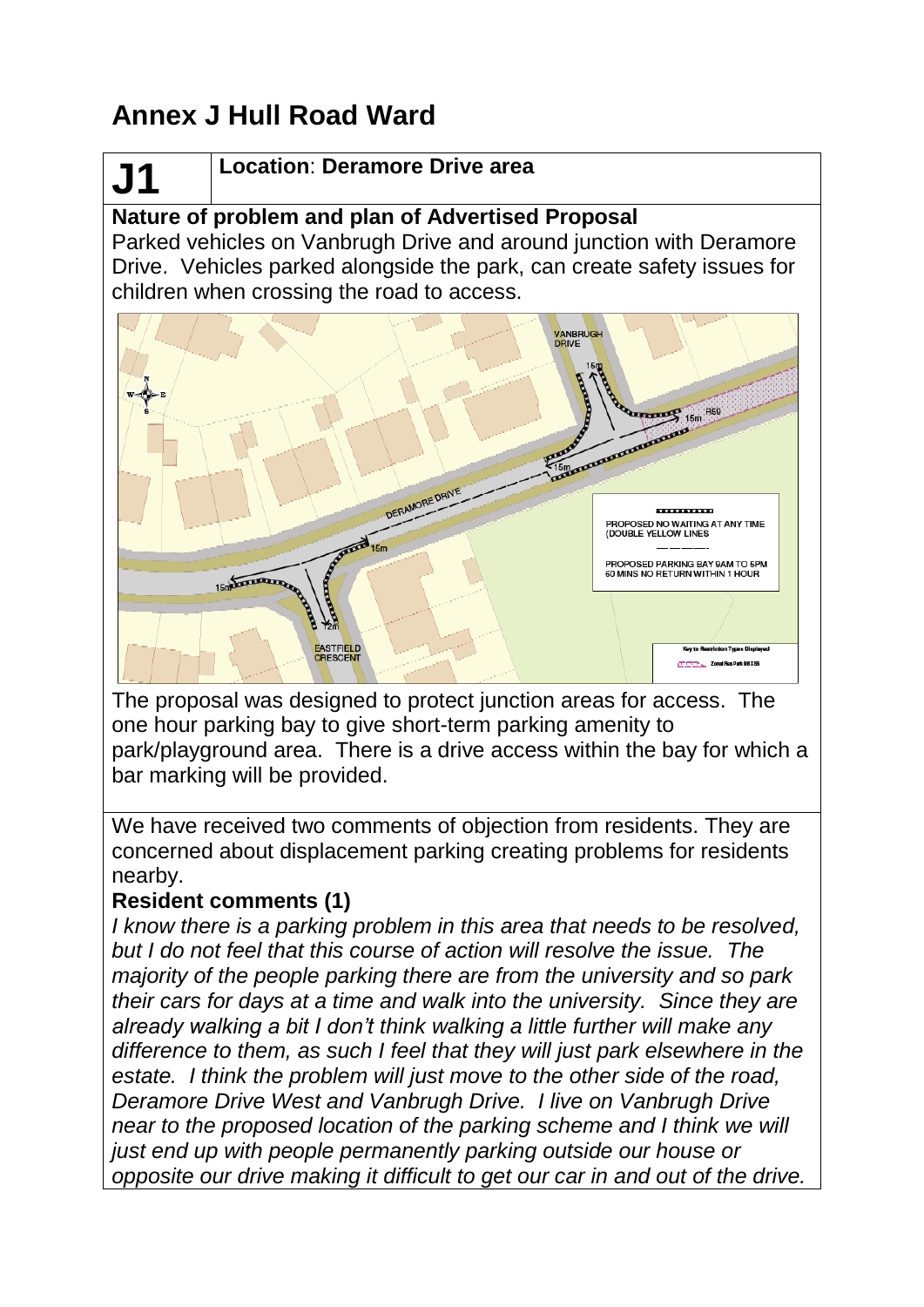# Annex J Hull Road Ward

| **J1** | **Location**: **Deramore Drive area** |
|---|---|

**Nature of problem and plan of Advertised Proposal**

Parked vehicles on Vanbrugh Drive and around junction with Deramore Drive. Vehicles parked alongside the park, can create safety issues for children when crossing the road to access.

The proposal was designed to protect junction areas for access. The one hour parking bay to give short-term parking amenity to park/playground area. There is a drive access within the bay for which a bar marking will be provided.

We have received two comments of objection from residents. They are concerned about displacement parking creating problems for residents nearby.

**Resident comments (1)**

*I know there is a parking problem in this area that needs to be resolved, but I do not feel that this course of action will resolve the issue. The majority of the people parking there are from the university and so park their cars for days at a time and walk into the university. Since they are already walking a bit I don't think walking a little further will make any difference to them, as such I feel that they will just park elsewhere in the estate. I think the problem will just move to the other side of the road, Deramore Drive West and Vanbrugh Drive. I live on Vanbrugh Drive near to the proposed location of the parking scheme and I think we will just end up with people permanently parking outside our house or opposite our drive making it difficult to get our car in and out of the drive.*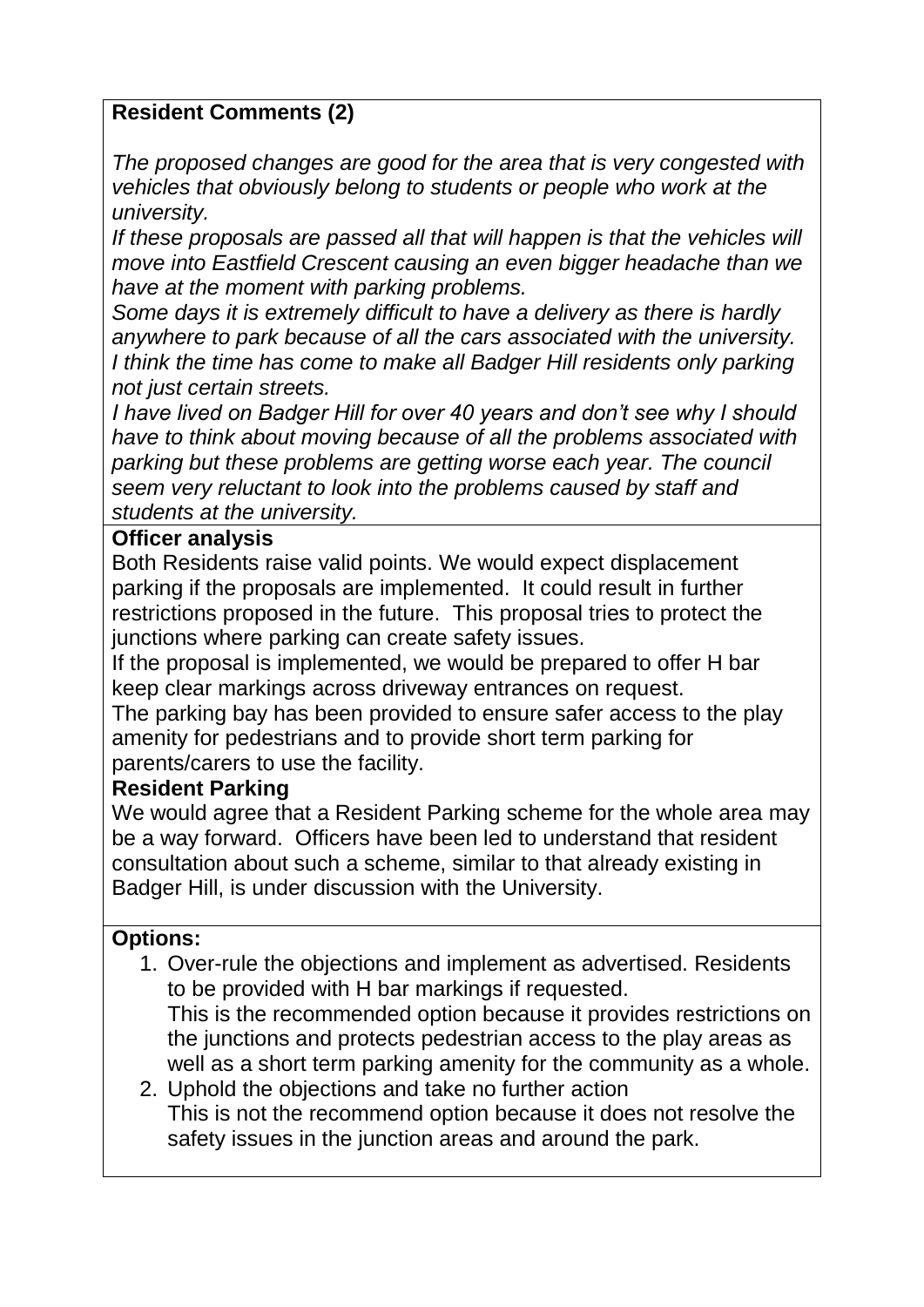**Resident Comments (2)**

*The proposed changes are good for the area that is very congested with vehicles that obviously belong to students or people who work at the university.*
*If these proposals are passed all that will happen is that the vehicles will move into Eastfield Crescent causing an even bigger headache than we have at the moment with parking problems.*
*Some days it is extremely difficult to have a delivery as there is hardly anywhere to park because of all the cars associated with the university.*
*I think the time has come to make all Badger Hill residents only parking not just certain streets.*
*I have lived on Badger Hill for over 40 years and don't see why I should have to think about moving because of all the problems associated with parking but these problems are getting worse each year. The council seem very reluctant to look into the problems caused by staff and students at the university.*

**Officer analysis**

Both Residents raise valid points. We would expect displacement parking if the proposals are implemented. It could result in further restrictions proposed in the future. This proposal tries to protect the junctions where parking can create safety issues.
If the proposal is implemented, we would be prepared to offer H bar keep clear markings across driveway entrances on request.
The parking bay has been provided to ensure safer access to the play amenity for pedestrians and to provide short term parking for parents/carers to use the facility.

**Resident Parking**

We would agree that a Resident Parking scheme for the whole area may be a way forward. Officers have been led to understand that resident consultation about such a scheme, similar to that already existing in Badger Hill, is under discussion with the University.

**Options:**

1. Over-rule the objections and implement as advertised. Residents to be provided with H bar markings if requested.
   This is the recommended option because it provides restrictions on the junctions and protects pedestrian access to the play areas as well as a short term parking amenity for the community as a whole.
2. Uphold the objections and take no further action
   This is not the recommend option because it does not resolve the safety issues in the junction areas and around the park.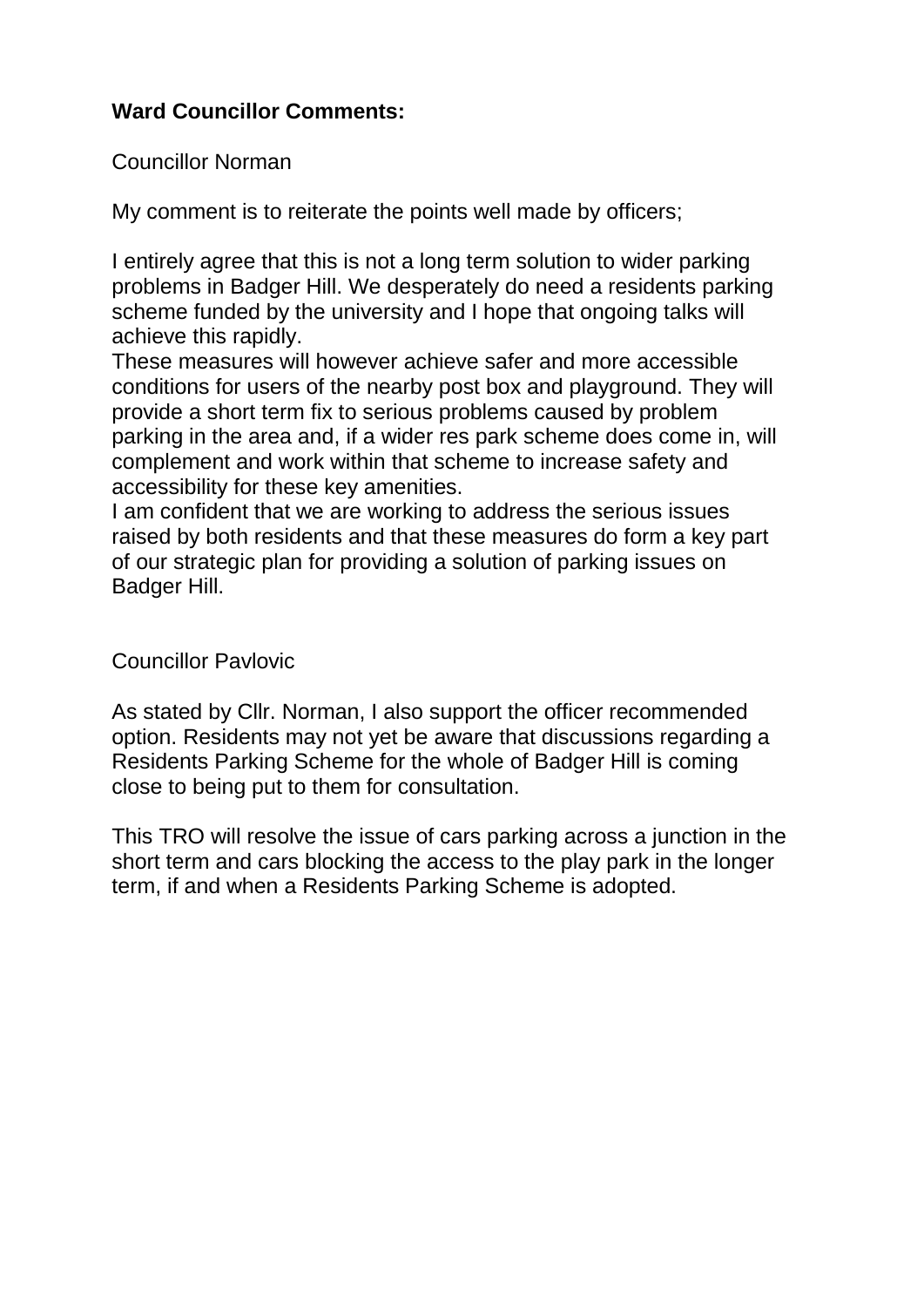**Ward Councillor Comments:**

Councillor Norman

My comment is to reiterate the points well made by officers;

I entirely agree that this is not a long term solution to wider parking problems in Badger Hill. We desperately do need a residents parking scheme funded by the university and I hope that ongoing talks will achieve this rapidly.
These measures will however achieve safer and more accessible conditions for users of the nearby post box and playground. They will provide a short term fix to serious problems caused by problem parking in the area and, if a wider res park scheme does come in, will complement and work within that scheme to increase safety and accessibility for these key amenities.
I am confident that we are working to address the serious issues raised by both residents and that these measures do form a key part of our strategic plan for providing a solution of parking issues on Badger Hill.

Councillor Pavlovic

As stated by Cllr. Norman, I also support the officer recommended option. Residents may not yet be aware that discussions regarding a Residents Parking Scheme for the whole of Badger Hill is coming close to being put to them for consultation.

This TRO will resolve the issue of cars parking across a junction in the short term and cars blocking the access to the play park in the longer term, if and when a Residents Parking Scheme is adopted.